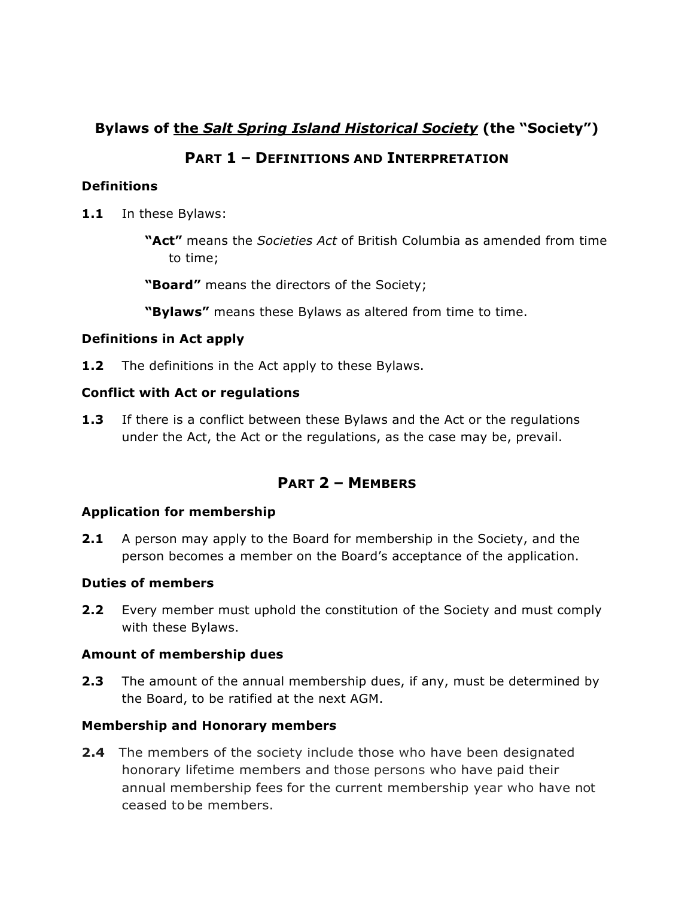# Bylaws of the *Salt Spring Island Historical Society* (the "Society")

## PART 1 – DEFINITIONS AND INTERPRETATION

### Definitions

**1.1** In these Bylaws:

**"Act"** means the *Societies Act* of British Columbia as amended from time to time;

**"Board"** means the directors of the Society;

**"Bylaws"** means these Bylaws as altered from time to time.

### Definitions in Act apply

**1.2** The definitions in the Act apply to these Bylaws.

### Conflict with Act or regulations

**1.3** If there is a conflict between these Bylaws and the Act or the regulations under the Act, the Act or the regulations, as the case may be, prevail.

## PART 2 – MEMBERS

### Application for membership

**2.1** A person may apply to the Board for membership in the Society, and the person becomes a member on the Board's acceptance of the application.

### Duties of members

**2.2** Every member must uphold the constitution of the Society and must comply with these Bylaws.

### Amount of membership dues

**2.3** The amount of the annual membership dues, if any, must be determined by the Board, to be ratified at the next AGM.

### Membership and Honorary members

**2.4** The members of the society include those who have been designated honorary lifetime members and those persons who have paid their annual membership fees for the current membership year who have not ceased to be members.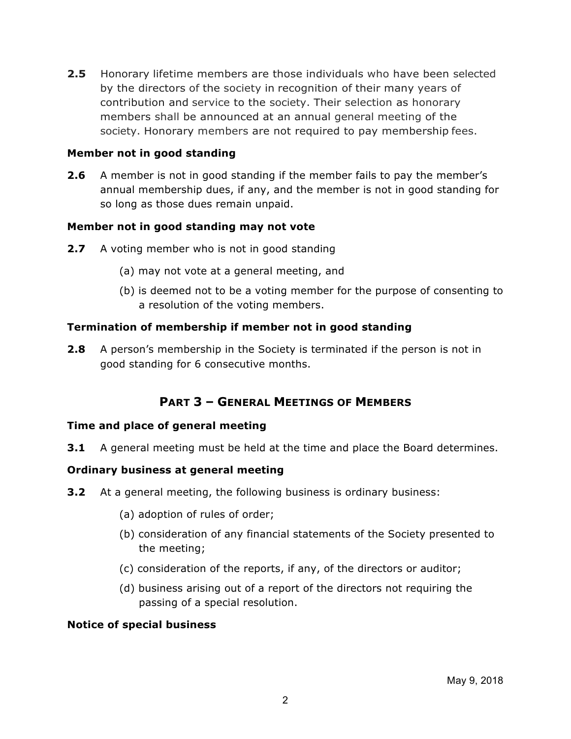**2.5** Honorary lifetime members are those individuals who have been selected by the directors of the society in recognition of their many years of contribution and service to the society. Their selection as honorary members shall be announced at an annual general meeting of the society. Honorary members are not required to pay membership fees.

**Member not in good standing**

**2.6** A member is not in good standing if the member fails to pay the member's annual membership dues, if any, and the member is not in good standing for so long as those dues remain unpaid.

**Member not in good standing may not vote**

**2.7** A voting member who is not in good standing

(a) may not vote at a general meeting, and

(b) is deemed not to be a voting member for the purpose of consenting to a resolution of the voting members.

**Termination of membership if member not in good standing**

**2.8** A person's membership in the Society is terminated if the person is not in good standing for 6 consecutive months.

## PART 3 – GENERAL MEETINGS OF MEMBERS

**Time and place of general meeting**

**3.1** A general meeting must be held at the time and place the Board determines.

**Ordinary business at general meeting**

**3.2** At a general meeting, the following business is ordinary business:

(a) adoption of rules of order;

(b) consideration of any financial statements of the Society presented to the meeting;

(c) consideration of the reports, if any, of the directors or auditor;

(d) business arising out of a report of the directors not requiring the passing of a special resolution.

**Notice of special business**

May 9, 2018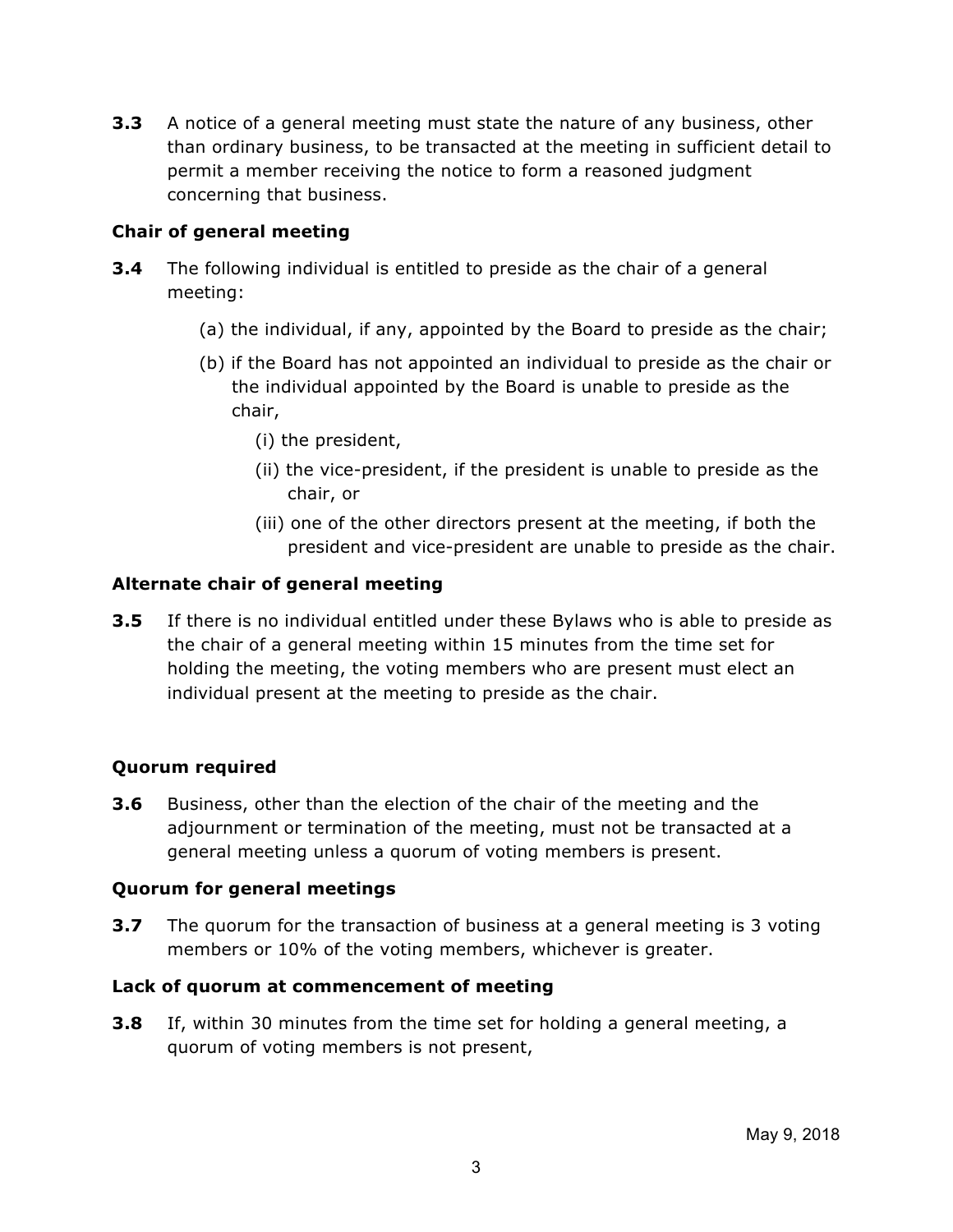**3.3** A notice of a general meeting must state the nature of any business, other than ordinary business, to be transacted at the meeting in sufficient detail to permit a member receiving the notice to form a reasoned judgment concerning that business.

**Chair of general meeting**

**3.4** The following individual is entitled to preside as the chair of a general meeting:

(a) the individual, if any, appointed by the Board to preside as the chair;

(b) if the Board has not appointed an individual to preside as the chair or the individual appointed by the Board is unable to preside as the chair,

(i) the president,

(ii) the vice-president, if the president is unable to preside as the chair, or

(iii) one of the other directors present at the meeting, if both the president and vice-president are unable to preside as the chair.

**Alternate chair of general meeting**

**3.5** If there is no individual entitled under these Bylaws who is able to preside as the chair of a general meeting within 15 minutes from the time set for holding the meeting, the voting members who are present must elect an individual present at the meeting to preside as the chair.

**Quorum required**

**3.6** Business, other than the election of the chair of the meeting and the adjournment or termination of the meeting, must not be transacted at a general meeting unless a quorum of voting members is present.

**Quorum for general meetings**

**3.7** The quorum for the transaction of business at a general meeting is 3 voting members or 10% of the voting members, whichever is greater.

**Lack of quorum at commencement of meeting**

**3.8** If, within 30 minutes from the time set for holding a general meeting, a quorum of voting members is not present,

May 9, 2018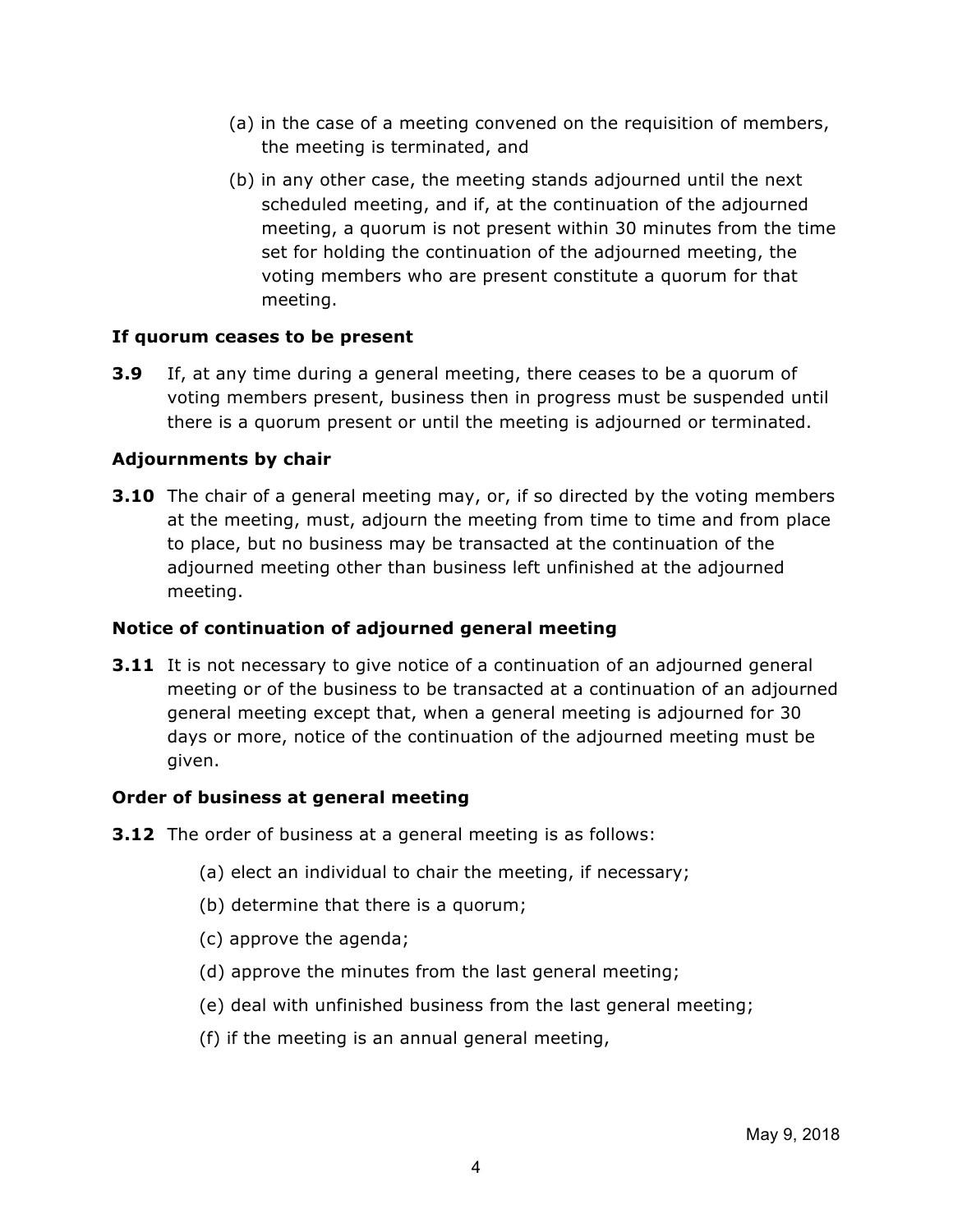(a) in the case of a meeting convened on the requisition of members, the meeting is terminated, and

(b) in any other case, the meeting stands adjourned until the next scheduled meeting, and if, at the continuation of the adjourned meeting, a quorum is not present within 30 minutes from the time set for holding the continuation of the adjourned meeting, the voting members who are present constitute a quorum for that meeting.

**If quorum ceases to be present**

**3.9** If, at any time during a general meeting, there ceases to be a quorum of voting members present, business then in progress must be suspended until there is a quorum present or until the meeting is adjourned or terminated.

**Adjournments by chair**

**3.10** The chair of a general meeting may, or, if so directed by the voting members at the meeting, must, adjourn the meeting from time to time and from place to place, but no business may be transacted at the continuation of the adjourned meeting other than business left unfinished at the adjourned meeting.

**Notice of continuation of adjourned general meeting**

**3.11** It is not necessary to give notice of a continuation of an adjourned general meeting or of the business to be transacted at a continuation of an adjourned general meeting except that, when a general meeting is adjourned for 30 days or more, notice of the continuation of the adjourned meeting must be given.

**Order of business at general meeting**

**3.12** The order of business at a general meeting is as follows:

(a) elect an individual to chair the meeting, if necessary;

(b) determine that there is a quorum;

(c) approve the agenda;

(d) approve the minutes from the last general meeting;

(e) deal with unfinished business from the last general meeting;

(f) if the meeting is an annual general meeting,

May 9, 2018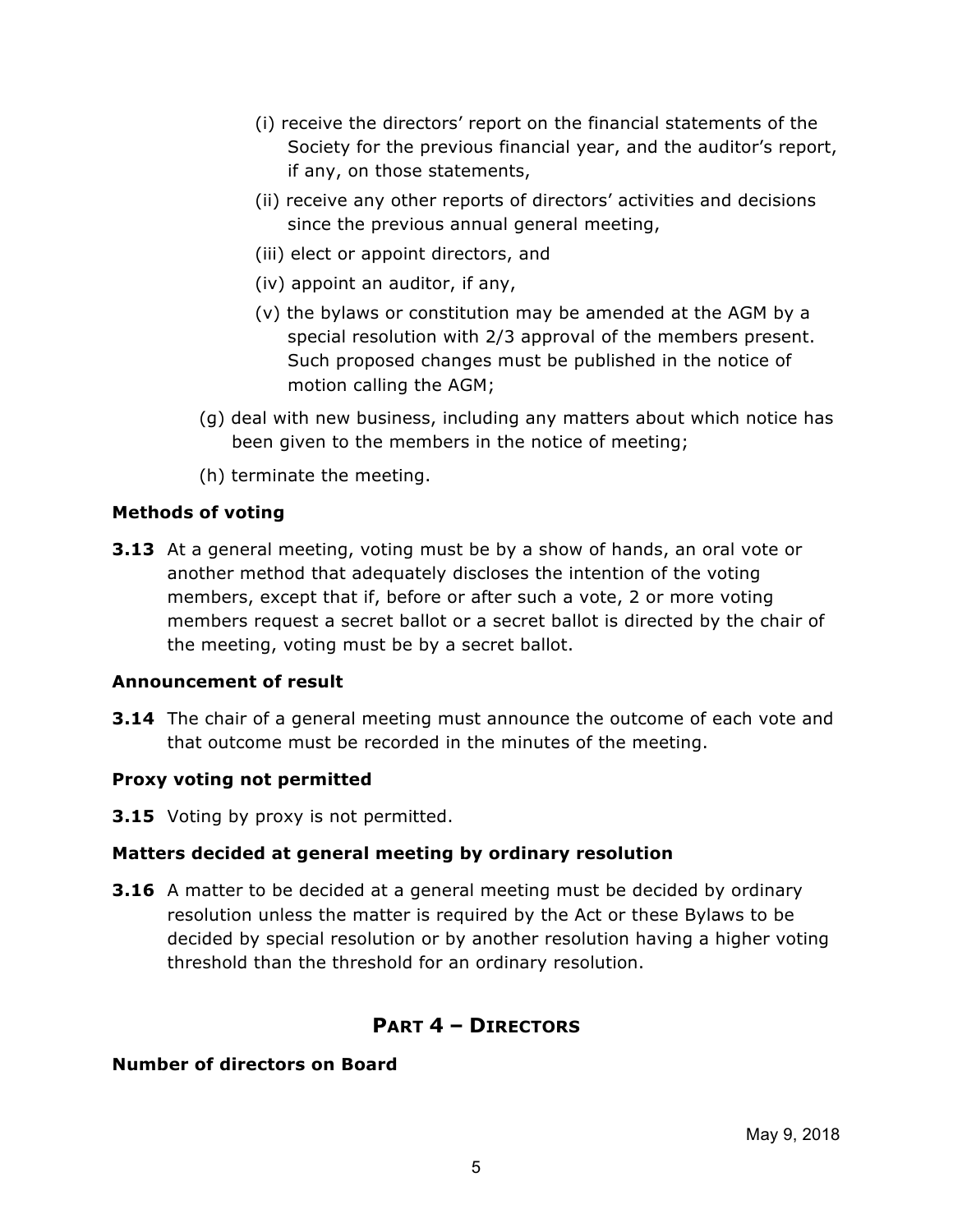- (i) receive the directors' report on the financial statements of the Society for the previous financial year, and the auditor's report, if any, on those statements,
   - (ii) receive any other reports of directors' activities and decisions since the previous annual general meeting,
   - (iii) elect or appoint directors, and
   - (iv) appoint an auditor, if any,
   - (v) the bylaws or constitution may be amended at the AGM by a special resolution with 2/3 approval of the members present. Such proposed changes must be published in the notice of motion calling the AGM;

- (g) deal with new business, including any matters about which notice has been given to the members in the notice of meeting;
- (h) terminate the meeting.

**Methods of voting**

**3.13** At a general meeting, voting must be by a show of hands, an oral vote or another method that adequately discloses the intention of the voting members, except that if, before or after such a vote, 2 or more voting members request a secret ballot or a secret ballot is directed by the chair of the meeting, voting must be by a secret ballot.

**Announcement of result**

**3.14** The chair of a general meeting must announce the outcome of each vote and that outcome must be recorded in the minutes of the meeting.

**Proxy voting not permitted**

**3.15** Voting by proxy is not permitted.

**Matters decided at general meeting by ordinary resolution**

**3.16** A matter to be decided at a general meeting must be decided by ordinary resolution unless the matter is required by the Act or these Bylaws to be decided by special resolution or by another resolution having a higher voting threshold than the threshold for an ordinary resolution.

## PART 4 – DIRECTORS

**Number of directors on Board**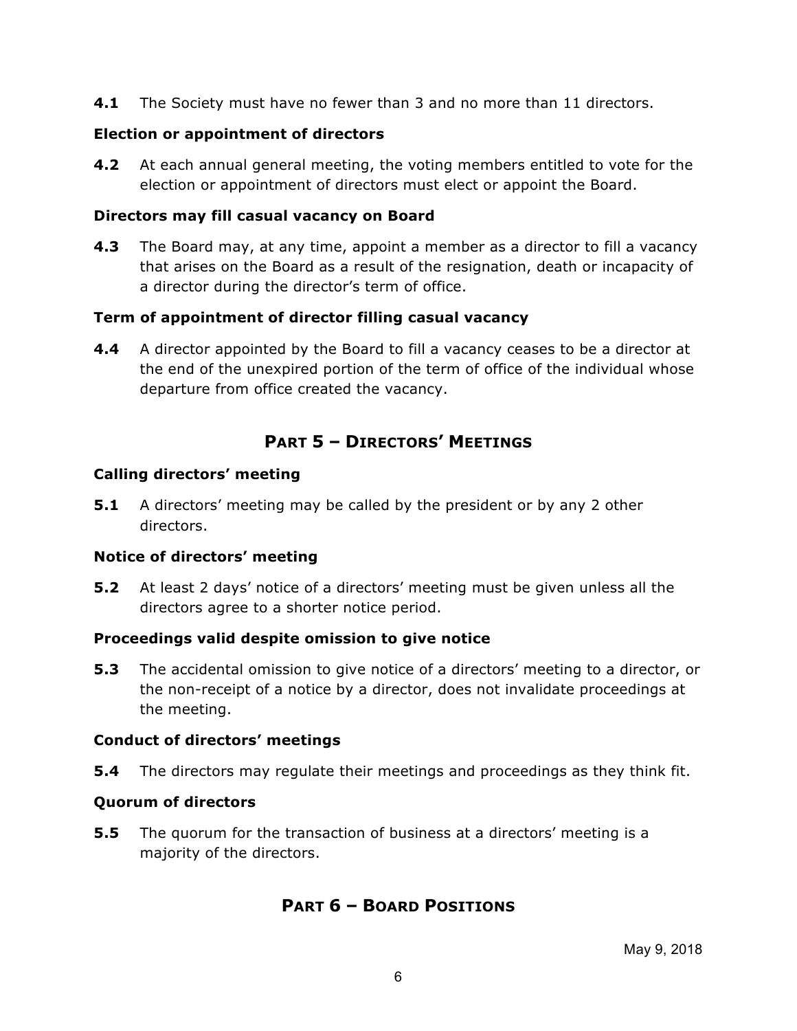**4.1** The Society must have no fewer than 3 and no more than 11 directors.

### Election or appointment of directors

**4.2** At each annual general meeting, the voting members entitled to vote for the election or appointment of directors must elect or appoint the Board.

### Directors may fill casual vacancy on Board

**4.3** The Board may, at any time, appoint a member as a director to fill a vacancy that arises on the Board as a result of the resignation, death or incapacity of a director during the director's term of office.

### Term of appointment of director filling casual vacancy

**4.4** A director appointed by the Board to fill a vacancy ceases to be a director at the end of the unexpired portion of the term of office of the individual whose departure from office created the vacancy.

## PART 5 – DIRECTORS' MEETINGS

### Calling directors' meeting

**5.1** A directors' meeting may be called by the president or by any 2 other directors.

### Notice of directors' meeting

**5.2** At least 2 days' notice of a directors' meeting must be given unless all the directors agree to a shorter notice period.

### Proceedings valid despite omission to give notice

**5.3** The accidental omission to give notice of a directors' meeting to a director, or the non-receipt of a notice by a director, does not invalidate proceedings at the meeting.

### Conduct of directors' meetings

**5.4** The directors may regulate their meetings and proceedings as they think fit.

### Quorum of directors

**5.5** The quorum for the transaction of business at a directors' meeting is a majority of the directors.

## PART 6 – BOARD POSITIONS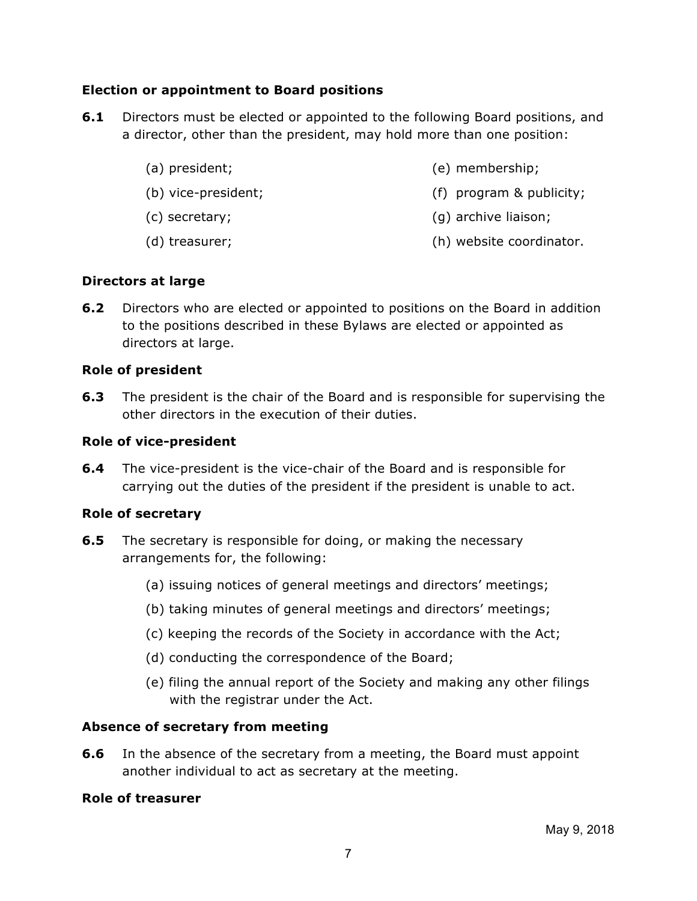### Election or appointment to Board positions

**6.1** Directors must be elected or appointed to the following Board positions, and a director, other than the president, may hold more than one position:

(a) president;

(b) vice-president;

(c) secretary;

(d) treasurer;

(e) membership;

(f) program & publicity;

(g) archive liaison;

(h) website coordinator.

### Directors at large

**6.2** Directors who are elected or appointed to positions on the Board in addition to the positions described in these Bylaws are elected or appointed as directors at large.

### Role of president

**6.3** The president is the chair of the Board and is responsible for supervising the other directors in the execution of their duties.

### Role of vice-president

**6.4** The vice-president is the vice-chair of the Board and is responsible for carrying out the duties of the president if the president is unable to act.

### Role of secretary

**6.5** The secretary is responsible for doing, or making the necessary arrangements for, the following:

(a) issuing notices of general meetings and directors' meetings;

(b) taking minutes of general meetings and directors' meetings;

(c) keeping the records of the Society in accordance with the Act;

(d) conducting the correspondence of the Board;

(e) filing the annual report of the Society and making any other filings with the registrar under the Act.

### Absence of secretary from meeting

**6.6** In the absence of the secretary from a meeting, the Board must appoint another individual to act as secretary at the meeting.

### Role of treasurer

May 9, 2018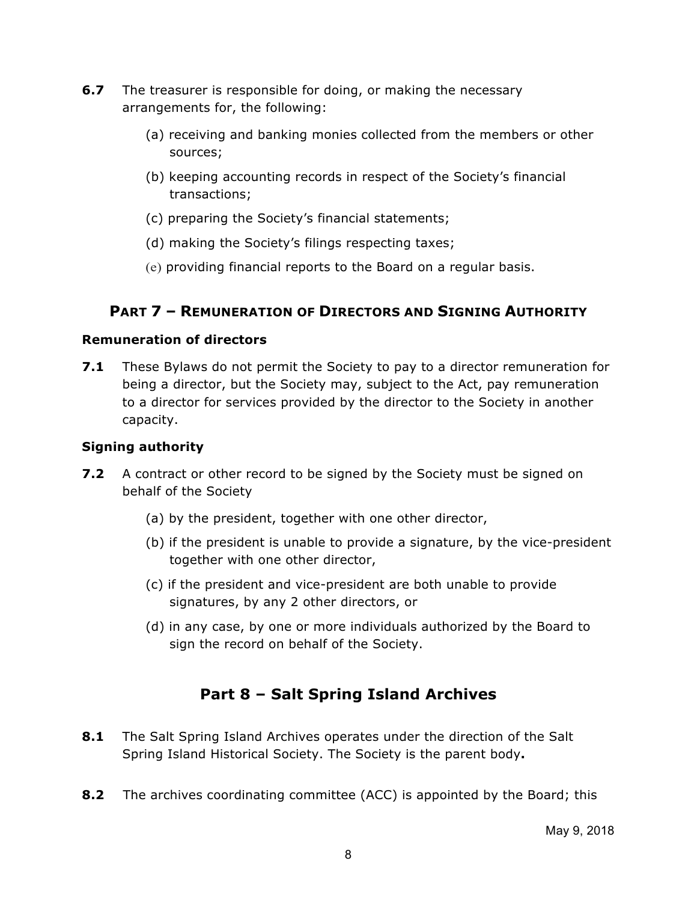**6.7** The treasurer is responsible for doing, or making the necessary arrangements for, the following:

(a) receiving and banking monies collected from the members or other sources;

(b) keeping accounting records in respect of the Society's financial transactions;

(c) preparing the Society's financial statements;

(d) making the Society's filings respecting taxes;

(e) providing financial reports to the Board on a regular basis.

## PART 7 – REMUNERATION OF DIRECTORS AND SIGNING AUTHORITY

### Remuneration of directors

**7.1** These Bylaws do not permit the Society to pay to a director remuneration for being a director, but the Society may, subject to the Act, pay remuneration to a director for services provided by the director to the Society in another capacity.

### Signing authority

**7.2** A contract or other record to be signed by the Society must be signed on behalf of the Society

(a) by the president, together with one other director,

(b) if the president is unable to provide a signature, by the vice-president together with one other director,

(c) if the president and vice-president are both unable to provide signatures, by any 2 other directors, or

(d) in any case, by one or more individuals authorized by the Board to sign the record on behalf of the Society.

## Part 8 – Salt Spring Island Archives

**8.1** The Salt Spring Island Archives operates under the direction of the Salt Spring Island Historical Society. The Society is the parent body**.**

**8.2** The archives coordinating committee (ACC) is appointed by the Board; this

May 9, 2018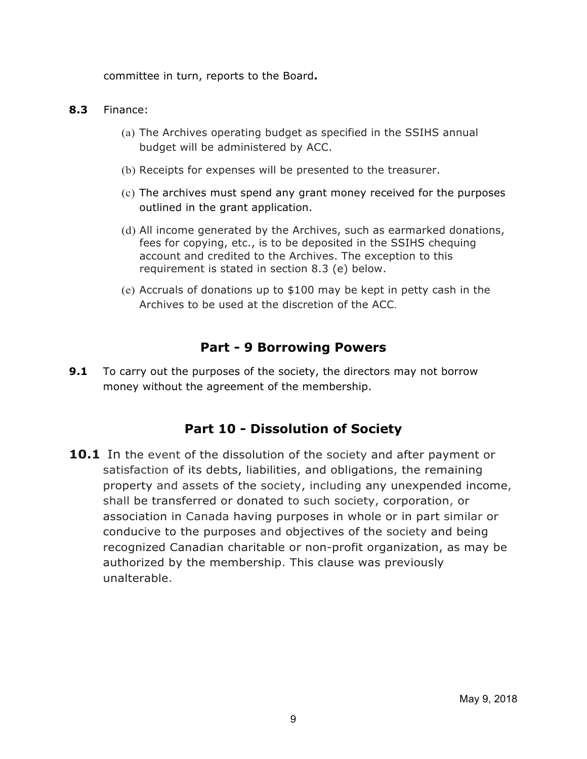committee in turn, reports to the Board**.**

**8.3** Finance:

(a) The Archives operating budget as specified in the SSIHS annual budget will be administered by ACC.

(b) Receipts for expenses will be presented to the treasurer.

(c) The archives must spend any grant money received for the purposes outlined in the grant application.

(d) All income generated by the Archives, such as earmarked donations, fees for copying, etc., is to be deposited in the SSIHS chequing account and credited to the Archives. The exception to this requirement is stated in section 8.3 (e) below.

(e) Accruals of donations up to $100 may be kept in petty cash in the Archives to be used at the discretion of the ACC.

## Part - 9 Borrowing Powers

**9.1** To carry out the purposes of the society, the directors may not borrow money without the agreement of the membership.

## Part 10 - Dissolution of Society

**10.1** In the event of the dissolution of the society and after payment or satisfaction of its debts, liabilities, and obligations, the remaining property and assets of the society, including any unexpended income, shall be transferred or donated to such society, corporation, or association in Canada having purposes in whole or in part similar or conducive to the purposes and objectives of the society and being recognized Canadian charitable or non-profit organization, as may be authorized by the membership. This clause was previously unalterable.

May 9, 2018